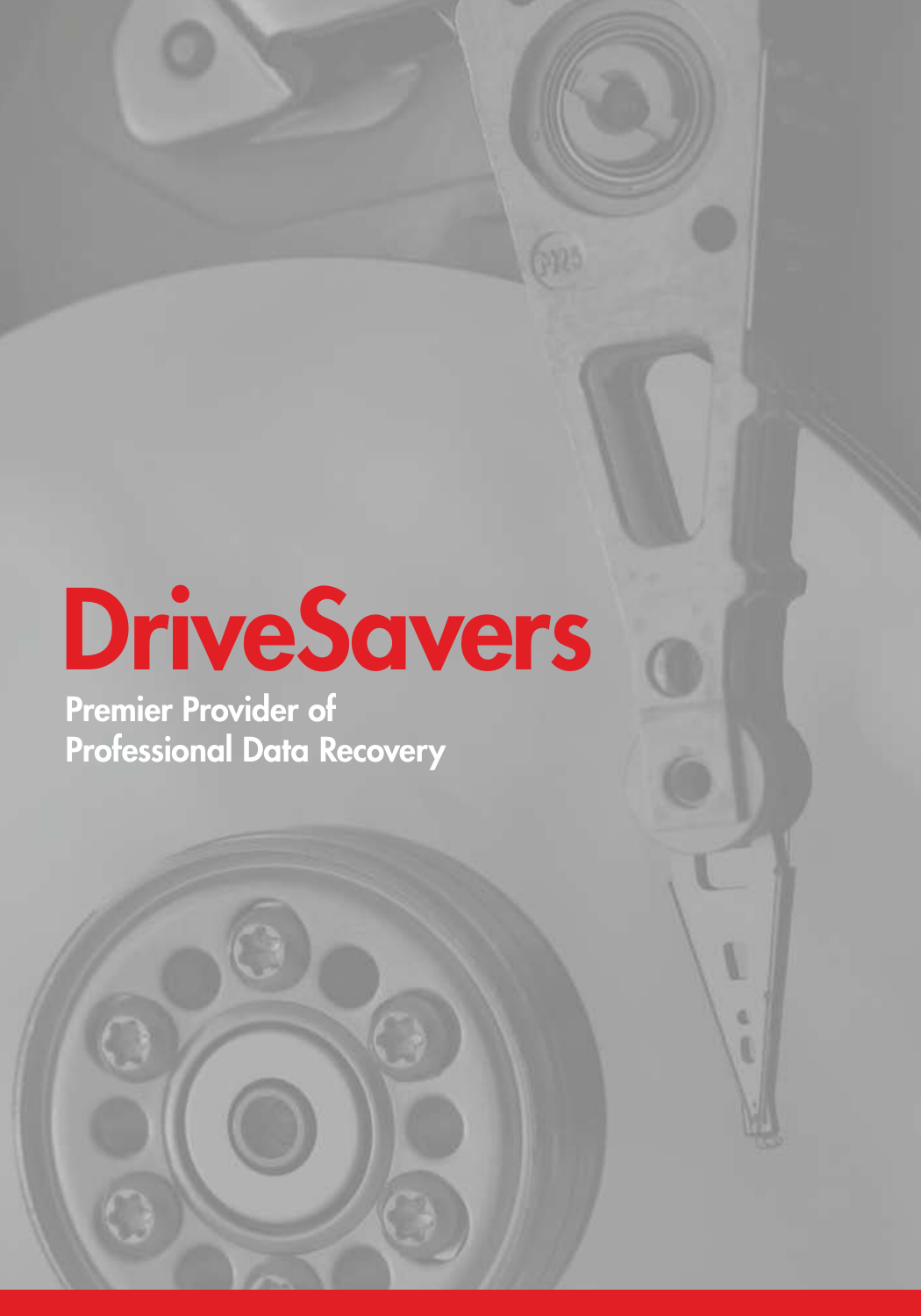# DriveSavers

**Premier Provider of Professional Data Recovery**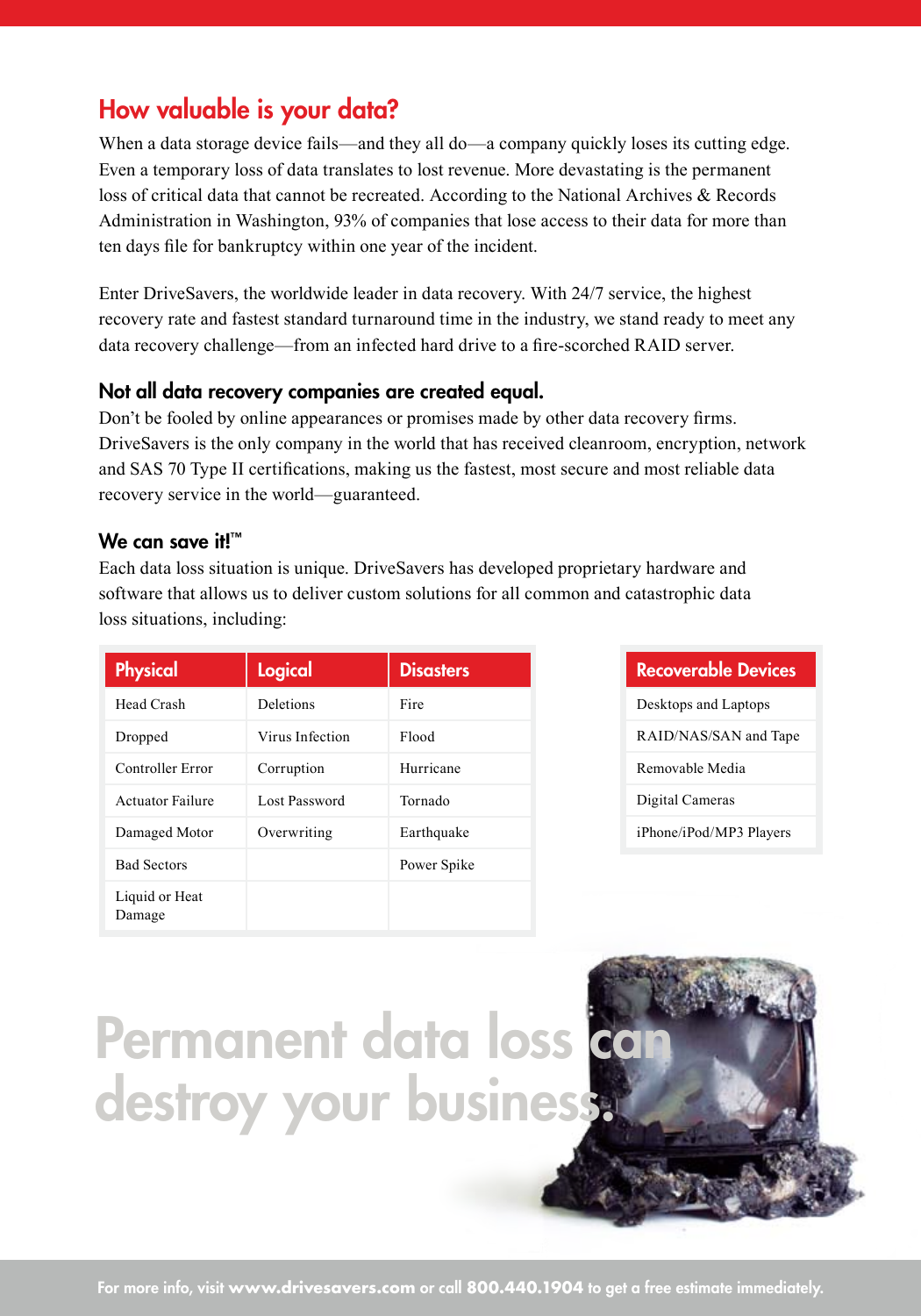## How valuable is your data?

When a data storage device fails—and they all do—a company quickly loses its cutting edge. Even a temporary loss of data translates to lost revenue. More devastating is the permanent loss of critical data that cannot be recreated. According to the National Archives & Records Administration in Washington, 93% of companies that lose access to their data for more than ten days file for bankruptcy within one year of the incident.

Enter DriveSavers, the worldwide leader in data recovery. With 24/7 service, the highest recovery rate and fastest standard turnaround time in the industry, we stand ready to meet any data recovery challenge—from an infected hard drive to a fire-scorched RAID server.

### Not all data recovery companies are created equal.

Don't be fooled by online appearances or promises made by other data recovery firms. DriveSavers is the only company in the world that has received cleanroom, encryption, network and SAS 70 Type II certifications, making us the fastest, most secure and most reliable data recovery service in the world—guaranteed.

### We can save it!™

Each data loss situation is unique. DriveSavers has developed proprietary hardware and software that allows us to deliver custom solutions for all common and catastrophic data loss situations, including:

| Physical | Logical | Disasters |
|---|---|---|
| Head Crash | Deletions | Fire |
| Dropped | Virus Infection | Flood |
| Controller Error | Corruption | Hurricane |
| Actuator Failure | Lost Password | Tornado |
| Damaged Motor | Overwriting | Earthquake |
| Bad Sectors | | Power Spike |
| Liquid or Heat Damage | | |

| Recoverable Devices |
|---|
| Desktops and Laptops |
| RAID/NAS/SAN and Tape |
| Removable Media |
| Digital Cameras |
| iPhone/iPod/MP3 Players |

# Permanent data loss can destroy your business.

For more info, visit **www.drivesavers.com** or call **800.440.1904** to get a free estimate immediately.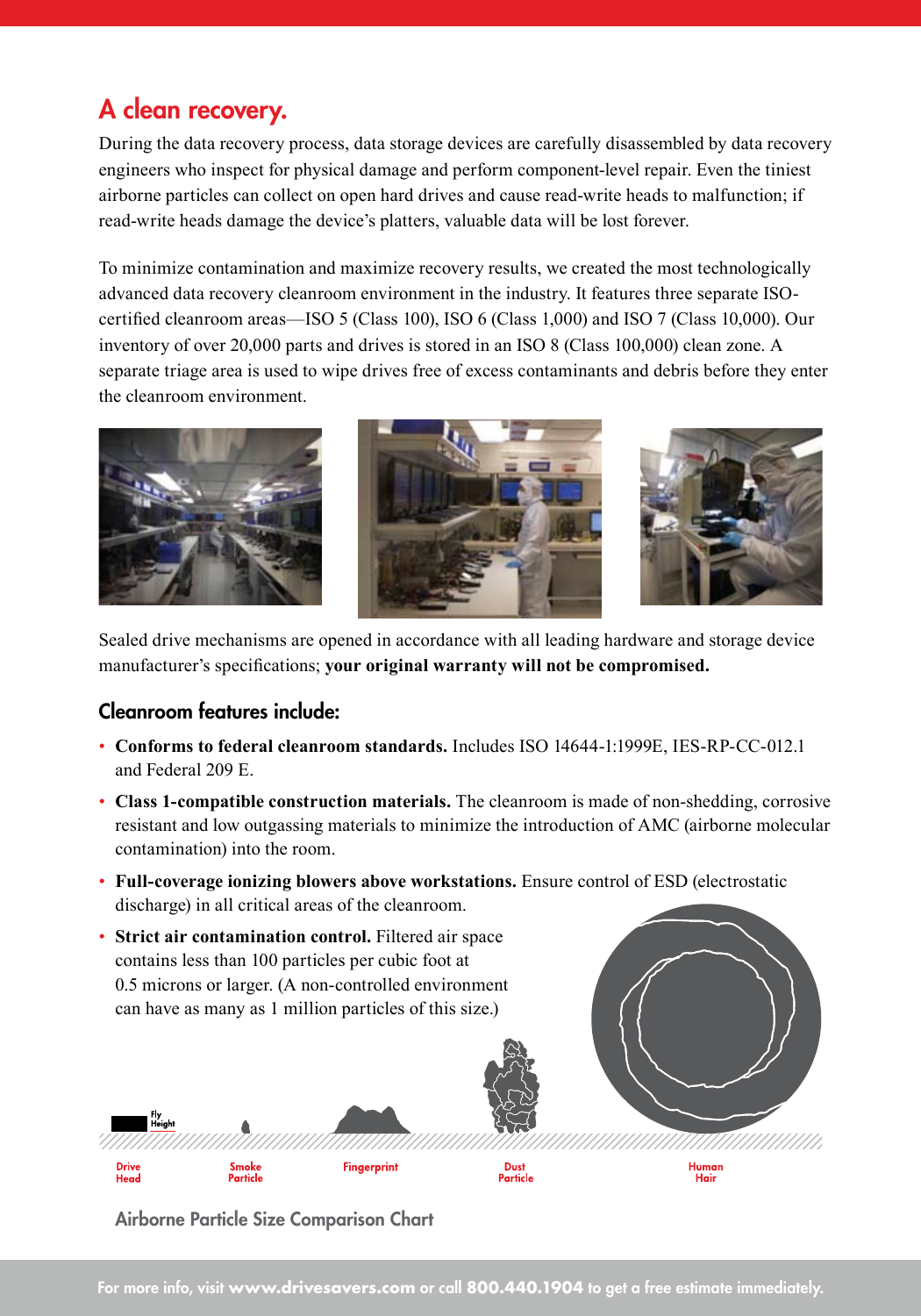## A clean recovery.

During the data recovery process, data storage devices are carefully disassembled by data recovery engineers who inspect for physical damage and perform component-level repair. Even the tiniest airborne particles can collect on open hard drives and cause read-write heads to malfunction; if read-write heads damage the device's platters, valuable data will be lost forever.

To minimize contamination and maximize recovery results, we created the most technologically advanced data recovery cleanroom environment in the industry. It features three separate ISO-certified cleanroom areas—ISO 5 (Class 100), ISO 6 (Class 1,000) and ISO 7 (Class 10,000). Our inventory of over 20,000 parts and drives is stored in an ISO 8 (Class 100,000) clean zone. A separate triage area is used to wipe drives free of excess contaminants and debris before they enter the cleanroom environment.

Sealed drive mechanisms are opened in accordance with all leading hardware and storage device manufacturer's specifications; **your original warranty will not be compromised.**

### Cleanroom features include:

- **Conforms to federal cleanroom standards.** Includes ISO 14644-1:1999E, IES-RP-CC-012.1 and Federal 209 E.
- **Class 1-compatible construction materials.** The cleanroom is made of non-shedding, corrosive resistant and low outgassing materials to minimize the introduction of AMC (airborne molecular contamination) into the room.
- **Full-coverage ionizing blowers above workstations.** Ensure control of ESD (electrostatic discharge) in all critical areas of the cleanroom.
- **Strict air contamination control.** Filtered air space contains less than 100 particles per cubic foot at 0.5 microns or larger. (A non-controlled environment can have as many as 1 million particles of this size.)

Fly Height

Drive Head | Smoke Particle | Fingerprint | Dust Particle | Human Hair

Airborne Particle Size Comparison Chart

For more info, visit **www.drivesavers.com** or call **800.440.1904** to get a free estimate immediately.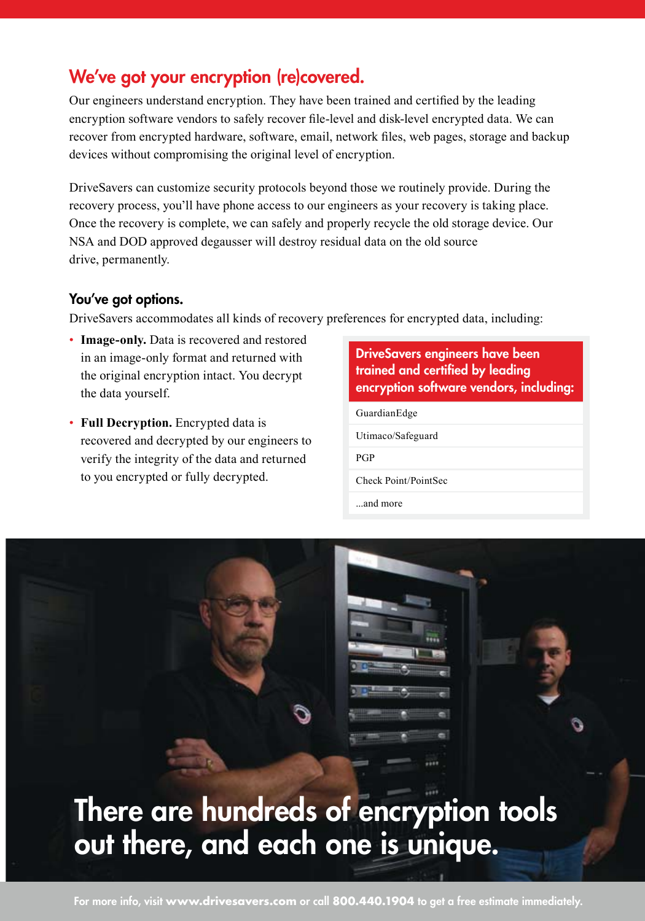## We've got your encryption (re)covered.

Our engineers understand encryption. They have been trained and certified by the leading encryption software vendors to safely recover file-level and disk-level encrypted data. We can recover from encrypted hardware, software, email, network files, web pages, storage and backup devices without compromising the original level of encryption.

DriveSavers can customize security protocols beyond those we routinely provide. During the recovery process, you'll have phone access to our engineers as your recovery is taking place. Once the recovery is complete, we can safely and properly recycle the old storage device. Our NSA and DOD approved degausser will destroy residual data on the old source drive, permanently.

### You've got options.

DriveSavers accommodates all kinds of recovery preferences for encrypted data, including:

- **Image-only.** Data is recovered and restored in an image-only format and returned with the original encryption intact. You decrypt the data yourself.
- **Full Decryption.** Encrypted data is recovered and decrypted by our engineers to verify the integrity of the data and returned to you encrypted or fully decrypted.

| DriveSavers engineers have been trained and certified by leading encryption software vendors, including: |
|---|
| GuardianEdge |
| Utimaco/Safeguard |
| PGP |
| Check Point/PointSec |
| ...and more |

## There are hundreds of encryption tools out there, and each one is unique.

For more info, visit **www.drivesavers.com** or call **800.440.1904** to get a free estimate immediately.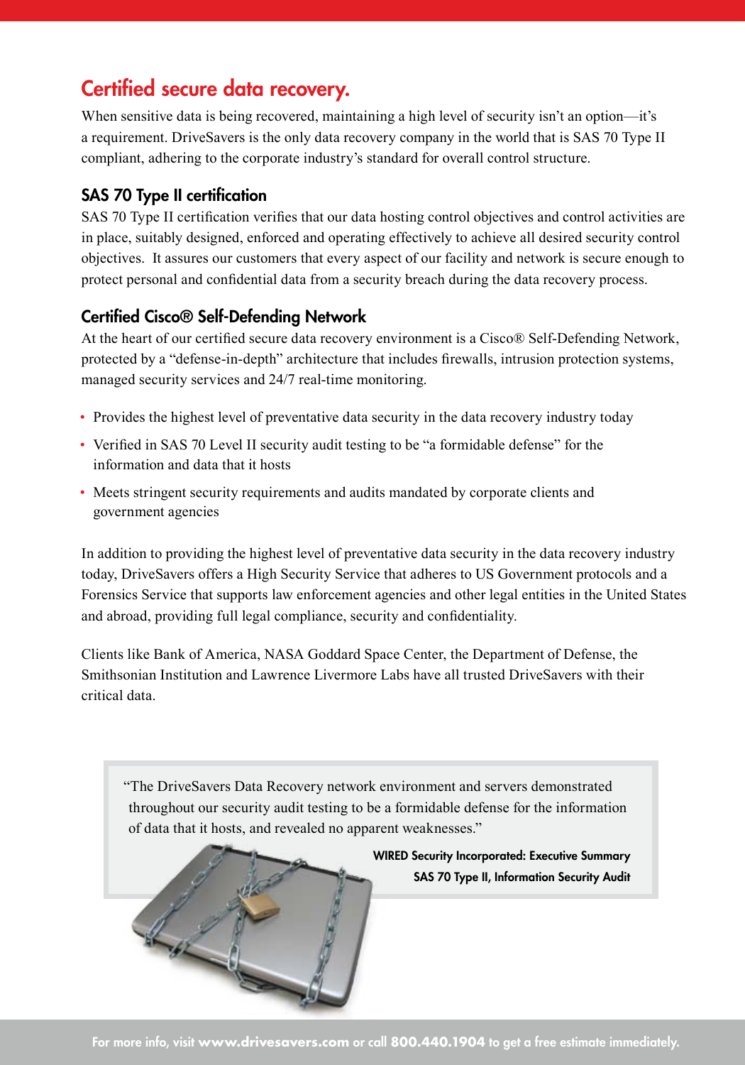# Certified secure data recovery.

When sensitive data is being recovered, maintaining a high level of security isn't an option—it's a requirement. DriveSavers is the only data recovery company in the world that is SAS 70 Type II compliant, adhering to the corporate industry's standard for overall control structure.

## SAS 70 Type II certification

SAS 70 Type II certification verifies that our data hosting control objectives and control activities are in place, suitably designed, enforced and operating effectively to achieve all desired security control objectives. It assures our customers that every aspect of our facility and network is secure enough to protect personal and confidential data from a security breach during the data recovery process.

## Certified Cisco® Self-Defending Network

At the heart of our certified secure data recovery environment is a Cisco® Self-Defending Network, protected by a "defense-in-depth" architecture that includes firewalls, intrusion protection systems, managed security services and 24/7 real-time monitoring.

- Provides the highest level of preventative data security in the data recovery industry today
- Verified in SAS 70 Level II security audit testing to be "a formidable defense" for the information and data that it hosts
- Meets stringent security requirements and audits mandated by corporate clients and government agencies

In addition to providing the highest level of preventative data security in the data recovery industry today, DriveSavers offers a High Security Service that adheres to US Government protocols and a Forensics Service that supports law enforcement agencies and other legal entities in the United States and abroad, providing full legal compliance, security and confidentiality.

Clients like Bank of America, NASA Goddard Space Center, the Department of Defense, the Smithsonian Institution and Lawrence Livermore Labs have all trusted DriveSavers with their critical data.

> "The DriveSavers Data Recovery network environment and servers demonstrated throughout our security audit testing to be a formidable defense for the information of data that it hosts, and revealed no apparent weaknesses."
>
> **WIRED Security Incorporated: Executive Summary**
> **SAS 70 Type II, Information Security Audit**

For more info, visit **www.drivesavers.com** or call **800.440.1904** to get a free estimate immediately.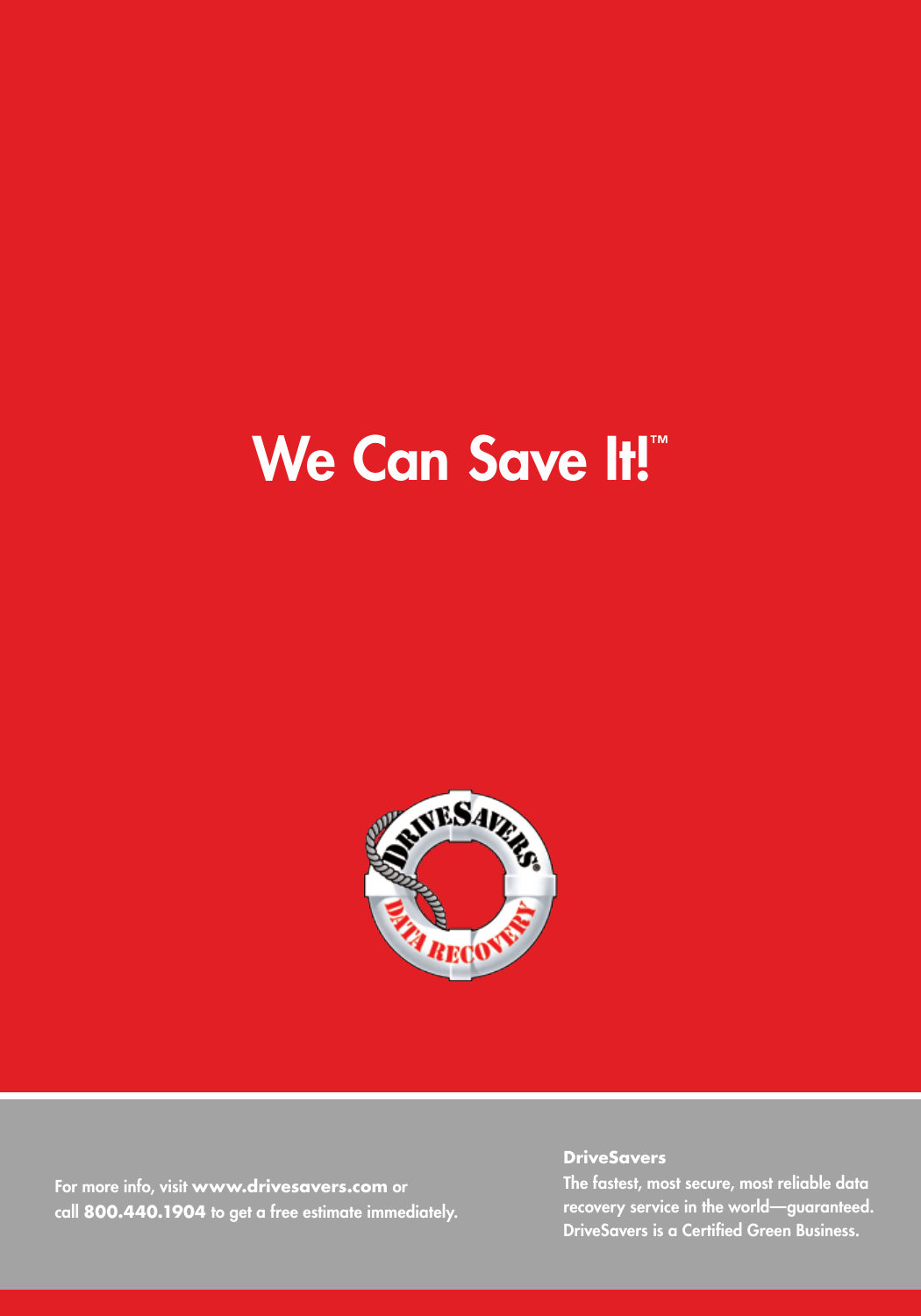# We Can Save It!™

For more info, visit **www.drivesavers.com** or call **800.440.1904** to get a free estimate immediately.

**DriveSavers**

The fastest, most secure, most reliable data recovery service in the world—guaranteed. DriveSavers is a Certified Green Business.